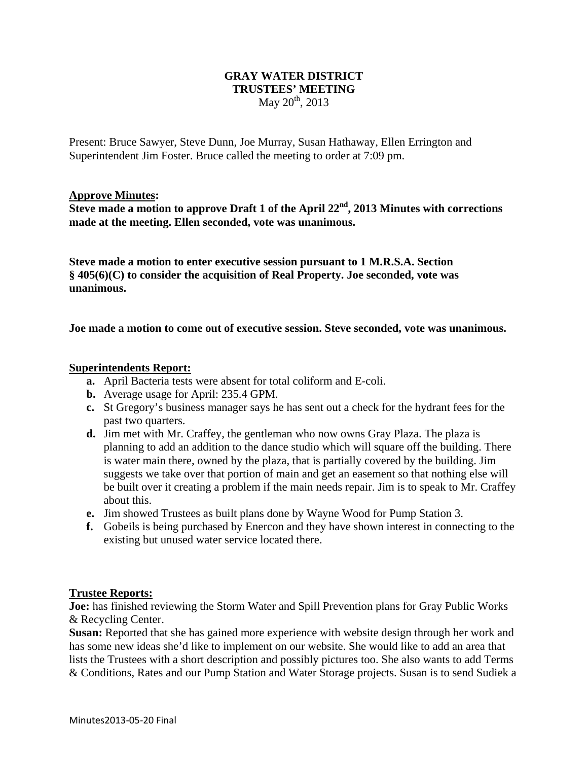# GRAY WATER DISTRICT
# TRUSTEES' MEETING
May 20th, 2013

Present: Bruce Sawyer, Steve Dunn, Joe Murray, Susan Hathaway, Ellen Errington and Superintendent Jim Foster. Bruce called the meeting to order at 7:09 pm.

**Approve Minutes:**

**Steve made a motion to approve Draft 1 of the April 22nd, 2013 Minutes with corrections made at the meeting. Ellen seconded, vote was unanimous.**

**Steve made a motion to enter executive session pursuant to 1 M.R.S.A. Section § 405(6)(C) to consider the acquisition of Real Property. Joe seconded, vote was unanimous.**

**Joe made a motion to come out of executive session. Steve seconded, vote was unanimous.**

**Superintendents Report:**

- **a.** April Bacteria tests were absent for total coliform and E-coli.
- **b.** Average usage for April: 235.4 GPM.
- **c.** St Gregory's business manager says he has sent out a check for the hydrant fees for the past two quarters.
- **d.** Jim met with Mr. Craffey, the gentleman who now owns Gray Plaza. The plaza is planning to add an addition to the dance studio which will square off the building. There is water main there, owned by the plaza, that is partially covered by the building. Jim suggests we take over that portion of main and get an easement so that nothing else will be built over it creating a problem if the main needs repair. Jim is to speak to Mr. Craffey about this.
- **e.** Jim showed Trustees as built plans done by Wayne Wood for Pump Station 3.
- **f.** Gobeils is being purchased by Enercon and they have shown interest in connecting to the existing but unused water service located there.

**Trustee Reports:**

**Joe:** has finished reviewing the Storm Water and Spill Prevention plans for Gray Public Works & Recycling Center.

**Susan:** Reported that she has gained more experience with website design through her work and has some new ideas she'd like to implement on our website. She would like to add an area that lists the Trustees with a short description and possibly pictures too. She also wants to add Terms & Conditions, Rates and our Pump Station and Water Storage projects. Susan is to send Sudiek a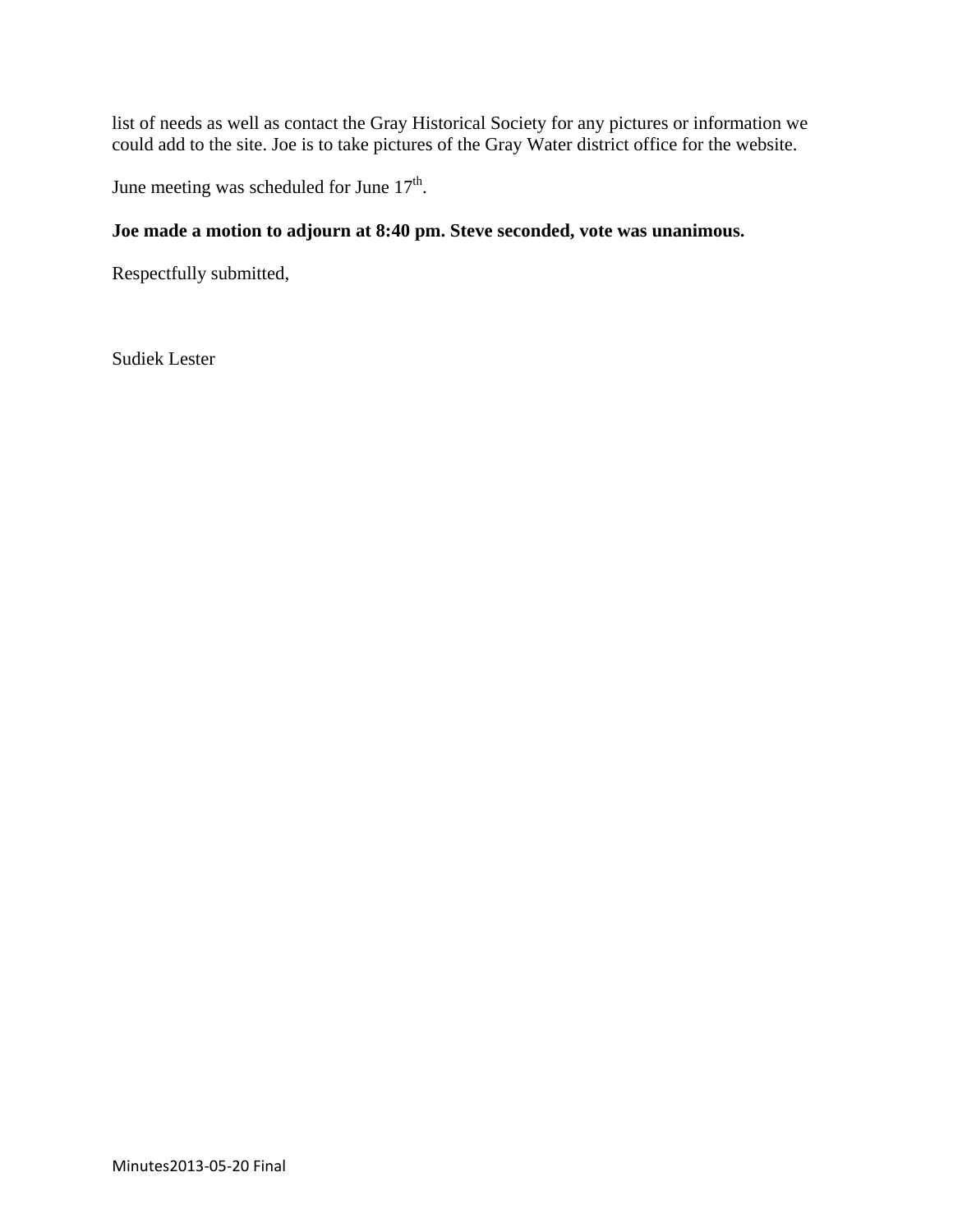list of needs as well as contact the Gray Historical Society for any pictures or information we could add to the site. Joe is to take pictures of the Gray Water district office for the website.

June meeting was scheduled for June 17th.

**Joe made a motion to adjourn at 8:40 pm. Steve seconded, vote was unanimous.**

Respectfully submitted,

Sudiek Lester